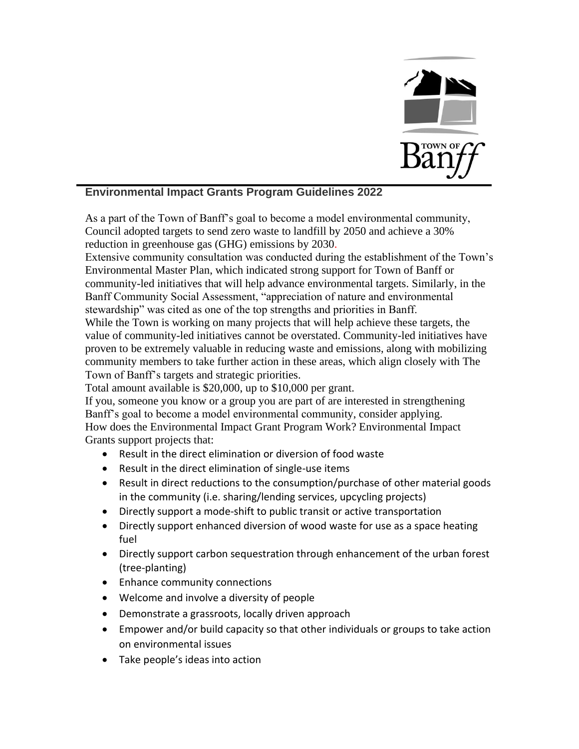## Environmental Impact Grants Program Guidelines 2022

As a part of the Town of Banff's goal to become a model environmental community, Council adopted targets to send zero waste to landfill by 2050 and achieve a 30% reduction in greenhouse gas (GHG) emissions by 2030.

Extensive community consultation was conducted during the establishment of the Town's Environmental Master Plan, which indicated strong support for Town of Banff or community-led initiatives that will help advance environmental targets. Similarly, in the Banff Community Social Assessment, "appreciation of nature and environmental stewardship" was cited as one of the top strengths and priorities in Banff.

While the Town is working on many projects that will help achieve these targets, the value of community-led initiatives cannot be overstated. Community-led initiatives have proven to be extremely valuable in reducing waste and emissions, along with mobilizing community members to take further action in these areas, which align closely with The Town of Banff's targets and strategic priorities.

Total amount available is $20,000, up to $10,000 per grant.

If you, someone you know or a group you are part of are interested in strengthening Banff's goal to become a model environmental community, consider applying.

How does the Environmental Impact Grant Program Work? Environmental Impact Grants support projects that:

- Result in the direct elimination or diversion of food waste
- Result in the direct elimination of single-use items
- Result in direct reductions to the consumption/purchase of other material goods in the community (i.e. sharing/lending services, upcycling projects)
- Directly support a mode-shift to public transit or active transportation
- Directly support enhanced diversion of wood waste for use as a space heating fuel
- Directly support carbon sequestration through enhancement of the urban forest (tree-planting)
- Enhance community connections
- Welcome and involve a diversity of people
- Demonstrate a grassroots, locally driven approach
- Empower and/or build capacity so that other individuals or groups to take action on environmental issues
- Take people's ideas into action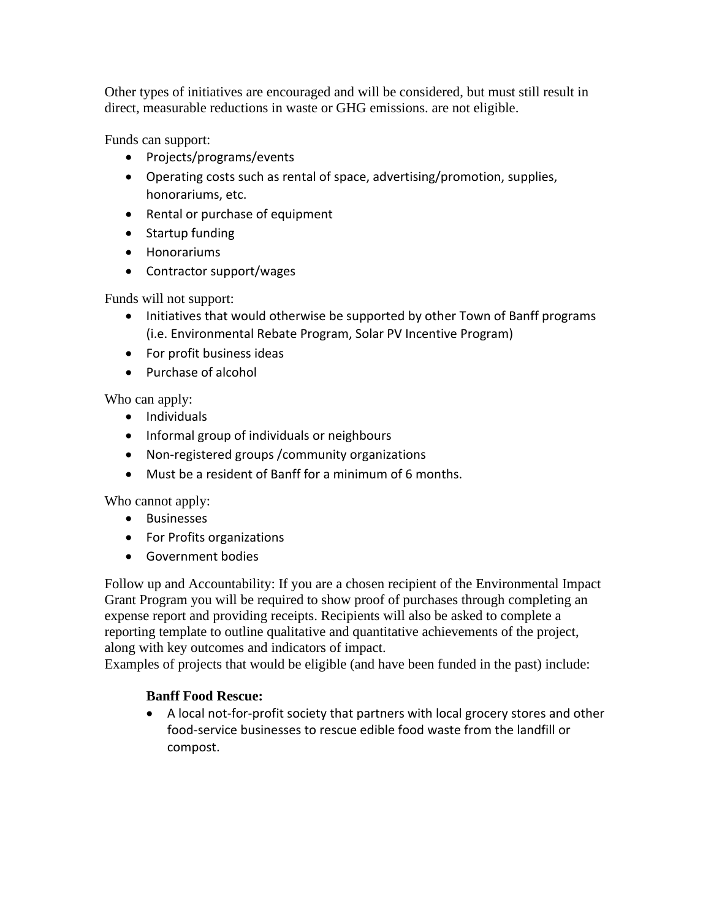Other types of initiatives are encouraged and will be considered, but must still result in direct, measurable reductions in waste or GHG emissions. are not eligible.

Funds can support:

- Projects/programs/events
- Operating costs such as rental of space, advertising/promotion, supplies, honorariums, etc.
- Rental or purchase of equipment
- Startup funding
- Honorariums
- Contractor support/wages

Funds will not support:

- Initiatives that would otherwise be supported by other Town of Banff programs (i.e. Environmental Rebate Program, Solar PV Incentive Program)
- For profit business ideas
- Purchase of alcohol

Who can apply:

- Individuals
- Informal group of individuals or neighbours
- Non-registered groups /community organizations
- Must be a resident of Banff for a minimum of 6 months.

Who cannot apply:

- Businesses
- For Profits organizations
- Government bodies

Follow up and Accountability: If you are a chosen recipient of the Environmental Impact Grant Program you will be required to show proof of purchases through completing an expense report and providing receipts. Recipients will also be asked to complete a reporting template to outline qualitative and quantitative achievements of the project, along with key outcomes and indicators of impact.
Examples of projects that would be eligible (and have been funded in the past) include:

**Banff Food Rescue:**

- A local not-for-profit society that partners with local grocery stores and other food-service businesses to rescue edible food waste from the landfill or compost.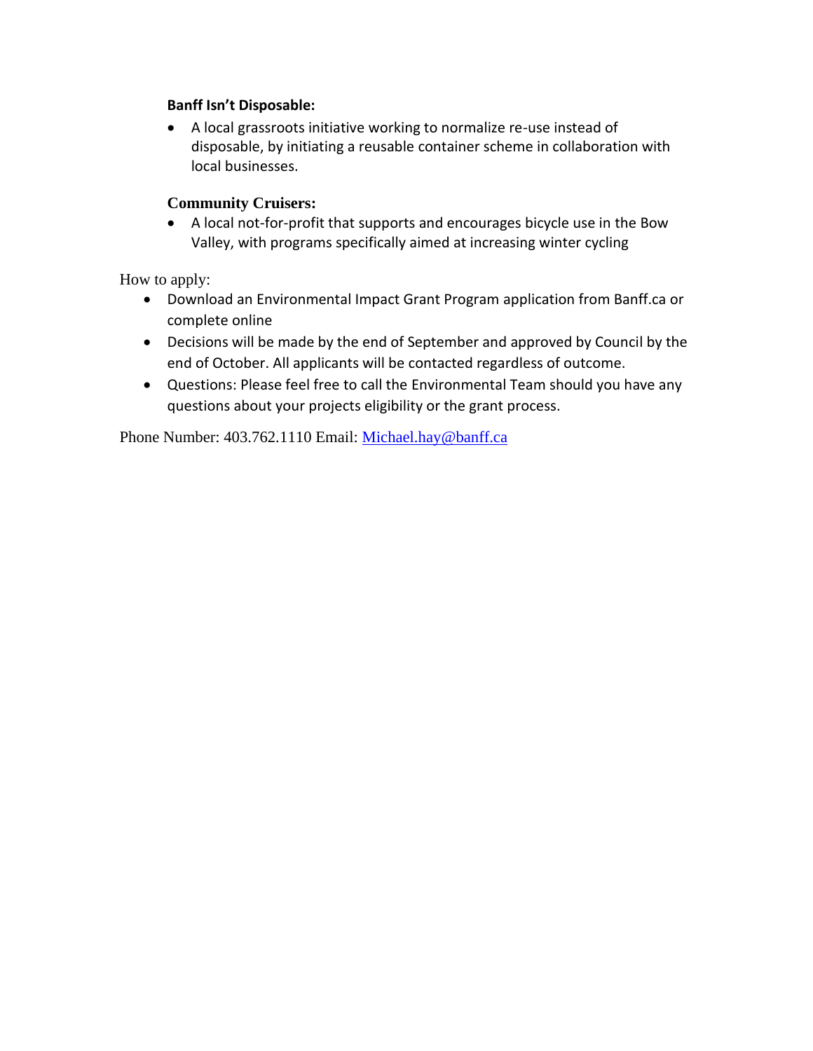**Banff Isn't Disposable:**

- A local grassroots initiative working to normalize re-use instead of disposable, by initiating a reusable container scheme in collaboration with local businesses.

**Community Cruisers:**

- A local not-for-profit that supports and encourages bicycle use in the Bow Valley, with programs specifically aimed at increasing winter cycling

How to apply:

- Download an Environmental Impact Grant Program application from Banff.ca or complete online
- Decisions will be made by the end of September and approved by Council by the end of October. All applicants will be contacted regardless of outcome.
- Questions: Please feel free to call the Environmental Team should you have any questions about your projects eligibility or the grant process.

Phone Number: 403.762.1110 Email: Michael.hay@banff.ca